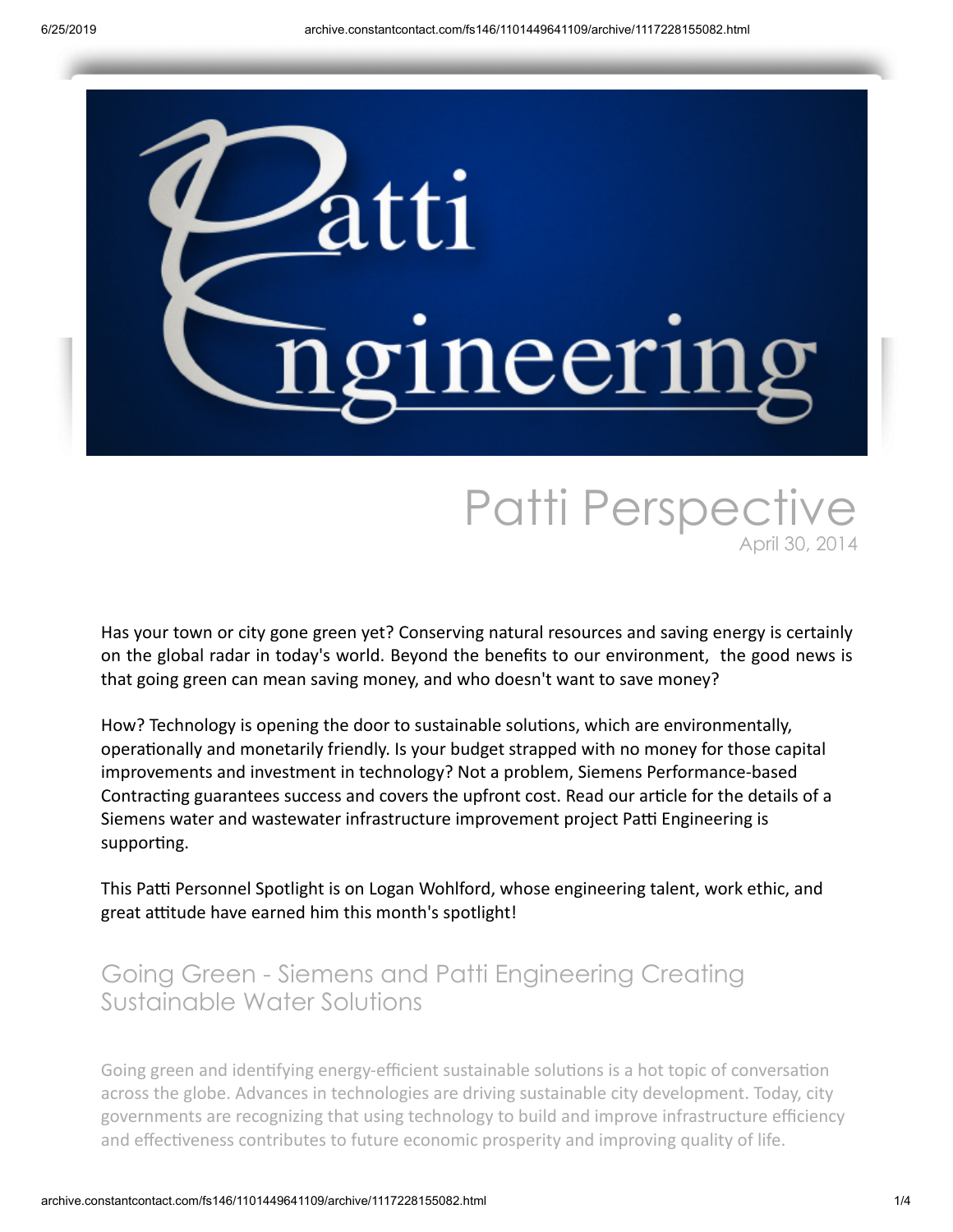# Patti Engineering

## Patti Perspective

April 30, 2014

Has your town or city gone green yet? Conserving natural resources and saving energy is certainly on the global radar in today's world. Beyond the benefits to our environment, the good news is that going green can mean saving money, and who doesn't want to save money?

How? Technology is opening the door to sustainable solutions, which are environmentally, operationally and monetarily friendly. Is your budget strapped with no money for those capital improvements and investment in technology? Not a problem, Siemens Performance-based Contracting guarantees success and covers the upfront cost. Read our article for the details of a Siemens water and wastewater infrastructure improvement project Patti Engineering is supporting.

This Patti Personnel Spotlight is on Logan Wohlford, whose engineering talent, work ethic, and great attitude have earned him this month's spotlight!

### Going Green - Siemens and Patti Engineering Creating Sustainable Water Solutions

Going green and identifying energy-efficient sustainable solutions is a hot topic of conversation across the globe. Advances in technologies are driving sustainable city development. Today, city governments are recognizing that using technology to build and improve infrastructure efficiency and effectiveness contributes to future economic prosperity and improving quality of life.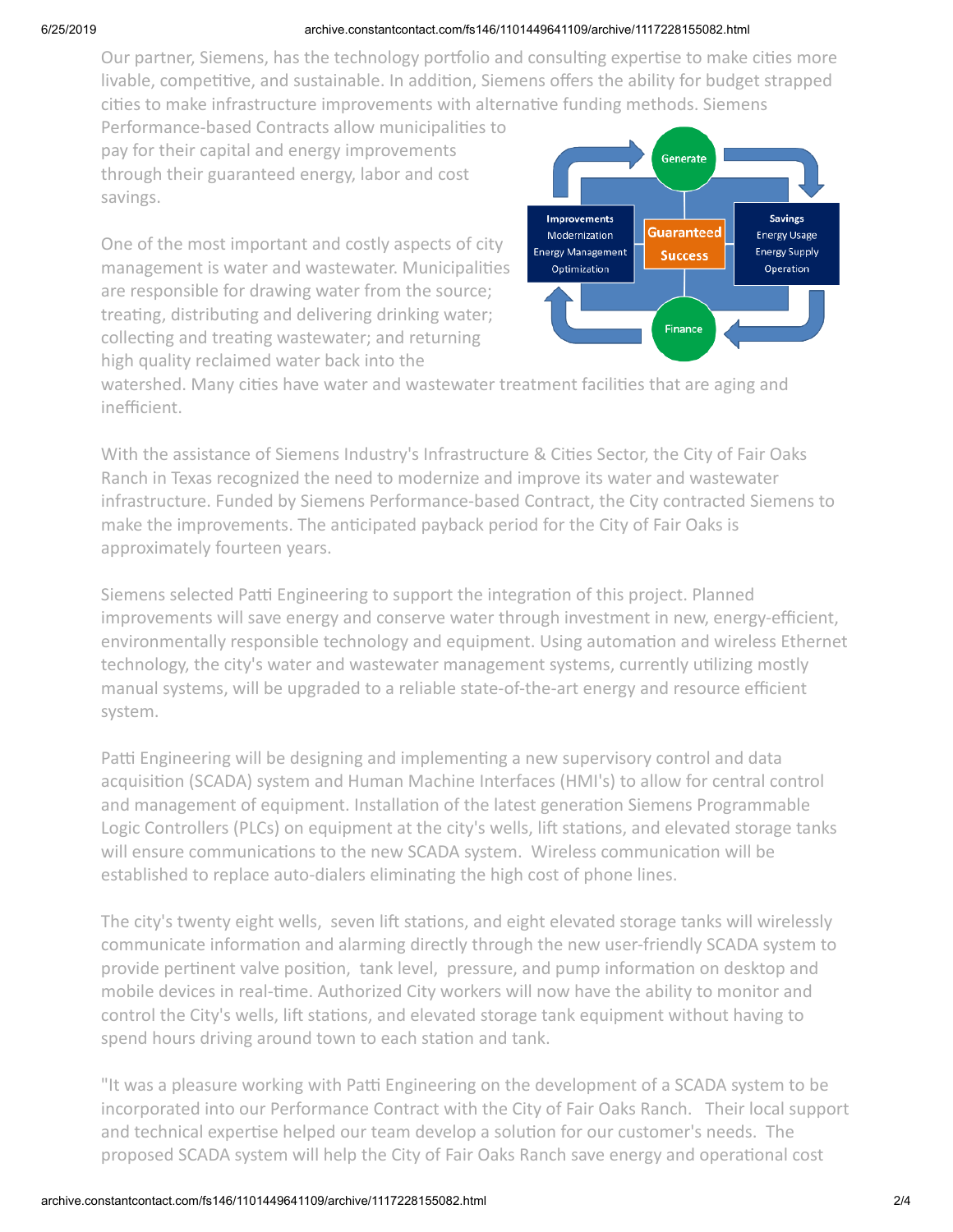Our partner, Siemens, has the technology portfolio and consulting expertise to make cities more livable, competitive, and sustainable. In addition, Siemens offers the ability for budget strapped cities to make infrastructure improvements with alternative funding methods. Siemens Performance-based Contracts allow municipalities to pay for their capital and energy improvements through their guaranteed energy, labor and cost savings.

One of the most important and costly aspects of city management is water and wastewater. Municipalities are responsible for drawing water from the source; treating, distributing and delivering drinking water; collecting and treating wastewater; and returning high quality reclaimed water back into the watershed. Many cities have water and wastewater treatment facilities that are aging and inefficient.

With the assistance of Siemens Industry's Infrastructure & Cities Sector, the City of Fair Oaks Ranch in Texas recognized the need to modernize and improve its water and wastewater infrastructure. Funded by Siemens Performance-based Contract, the City contracted Siemens to make the improvements. The anticipated payback period for the City of Fair Oaks is approximately fourteen years.

Siemens selected Patti Engineering to support the integration of this project. Planned improvements will save energy and conserve water through investment in new, energy-efficient, environmentally responsible technology and equipment. Using automation and wireless Ethernet technology, the city's water and wastewater management systems, currently utilizing mostly manual systems, will be upgraded to a reliable state-of-the-art energy and resource efficient system.

Patti Engineering will be designing and implementing a new supervisory control and data acquisition (SCADA) system and Human Machine Interfaces (HMI's) to allow for central control and management of equipment. Installation of the latest generation Siemens Programmable Logic Controllers (PLCs) on equipment at the city's wells, lift stations, and elevated storage tanks will ensure communications to the new SCADA system. Wireless communication will be established to replace auto-dialers eliminating the high cost of phone lines.

The city's twenty eight wells, seven lift stations, and eight elevated storage tanks will wirelessly communicate information and alarming directly through the new user-friendly SCADA system to provide pertinent valve position, tank level, pressure, and pump information on desktop and mobile devices in real-time. Authorized City workers will now have the ability to monitor and control the City's wells, lift stations, and elevated storage tank equipment without having to spend hours driving around town to each station and tank.

"It was a pleasure working with Patti Engineering on the development of a SCADA system to be incorporated into our Performance Contract with the City of Fair Oaks Ranch. Their local support and technical expertise helped our team develop a solution for our customer's needs. The proposed SCADA system will help the City of Fair Oaks Ranch save energy and operational cost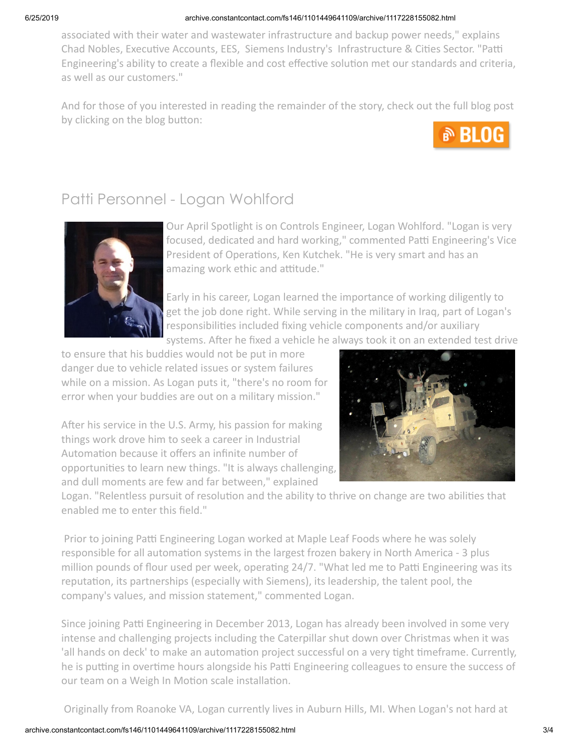associated with their water and wastewater infrastructure and backup power needs," explains Chad Nobles, Executive Accounts, EES, Siemens Industry's Infrastructure & Cities Sector. "Patti Engineering's ability to create a flexible and cost effective solution met our standards and criteria, as well as our customers."

And for those of you interested in reading the remainder of the story, check out the full blog post by clicking on the blog button:

BLOG

## Patti Personnel - Logan Wohlford

Our April Spotlight is on Controls Engineer, Logan Wohlford. "Logan is very focused, dedicated and hard working," commented Patti Engineering's Vice President of Operations, Ken Kutchek. "He is very smart and has an amazing work ethic and attitude."

Early in his career, Logan learned the importance of working diligently to get the job done right. While serving in the military in Iraq, part of Logan's responsibilities included fixing vehicle components and/or auxiliary systems. After he fixed a vehicle he always took it on an extended test drive to ensure that his buddies would not be put in more danger due to vehicle related issues or system failures while on a mission. As Logan puts it, "there's no room for error when your buddies are out on a military mission."

After his service in the U.S. Army, his passion for making things work drove him to seek a career in Industrial Automation because it offers an infinite number of opportunities to learn new things. "It is always challenging, and dull moments are few and far between," explained Logan. "Relentless pursuit of resolution and the ability to thrive on change are two abilities that enabled me to enter this field."

Prior to joining Patti Engineering Logan worked at Maple Leaf Foods where he was solely responsible for all automation systems in the largest frozen bakery in North America - 3 plus million pounds of flour used per week, operating 24/7. "What led me to Patti Engineering was its reputation, its partnerships (especially with Siemens), its leadership, the talent pool, the company's values, and mission statement," commented Logan.

Since joining Patti Engineering in December 2013, Logan has already been involved in some very intense and challenging projects including the Caterpillar shut down over Christmas when it was 'all hands on deck' to make an automation project successful on a very tight timeframe. Currently, he is putting in overtime hours alongside his Patti Engineering colleagues to ensure the success of our team on a Weigh In Motion scale installation.

Originally from Roanoke VA, Logan currently lives in Auburn Hills, MI. When Logan's not hard at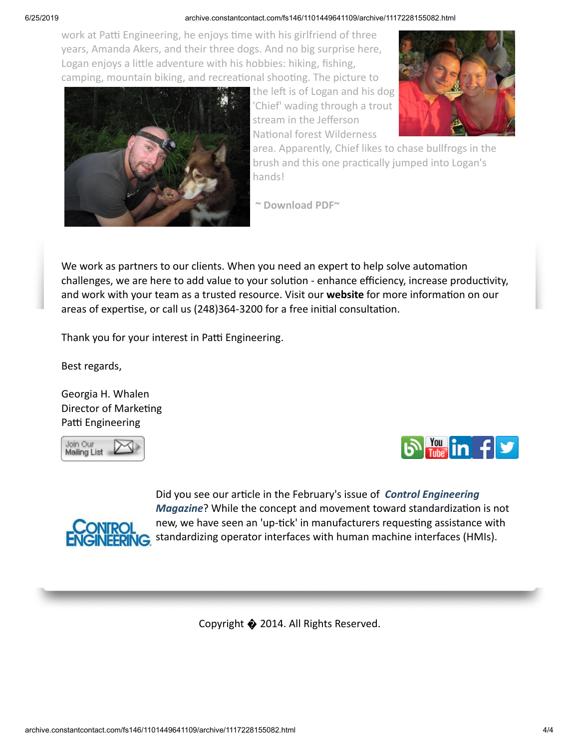work at Patti Engineering, he enjoys time with his girlfriend of three years, Amanda Akers, and their three dogs. And no big surprise here, Logan enjoys a little adventure with his hobbies: hiking, fishing, camping, mountain biking, and recreational shooting. The picture to the left is of Logan and his dog 'Chief' wading through a trout stream in the Jefferson National forest Wilderness area. Apparently, Chief likes to chase bullfrogs in the brush and this one practically jumped into Logan's hands!

**~ Download PDF~**

We work as partners to our clients. When you need an expert to help solve automation challenges, we are here to add value to your solution - enhance efficiency, increase productivity, and work with your team as a trusted resource. Visit our **website** for more information on our areas of expertise, or call us (248)364-3200 for a free initial consultation.

Thank you for your interest in Patti Engineering.

Best regards,

Georgia H. Whalen
Director of Marketing
Patti Engineering

Join Our Mailing List

Did you see our article in the February's issue of ***Control Engineering Magazine***? While the concept and movement toward standardization is not new, we have seen an 'up-tick' in manufacturers requesting assistance with standardizing operator interfaces with human machine interfaces (HMIs).

Copyright � 2014. All Rights Reserved.